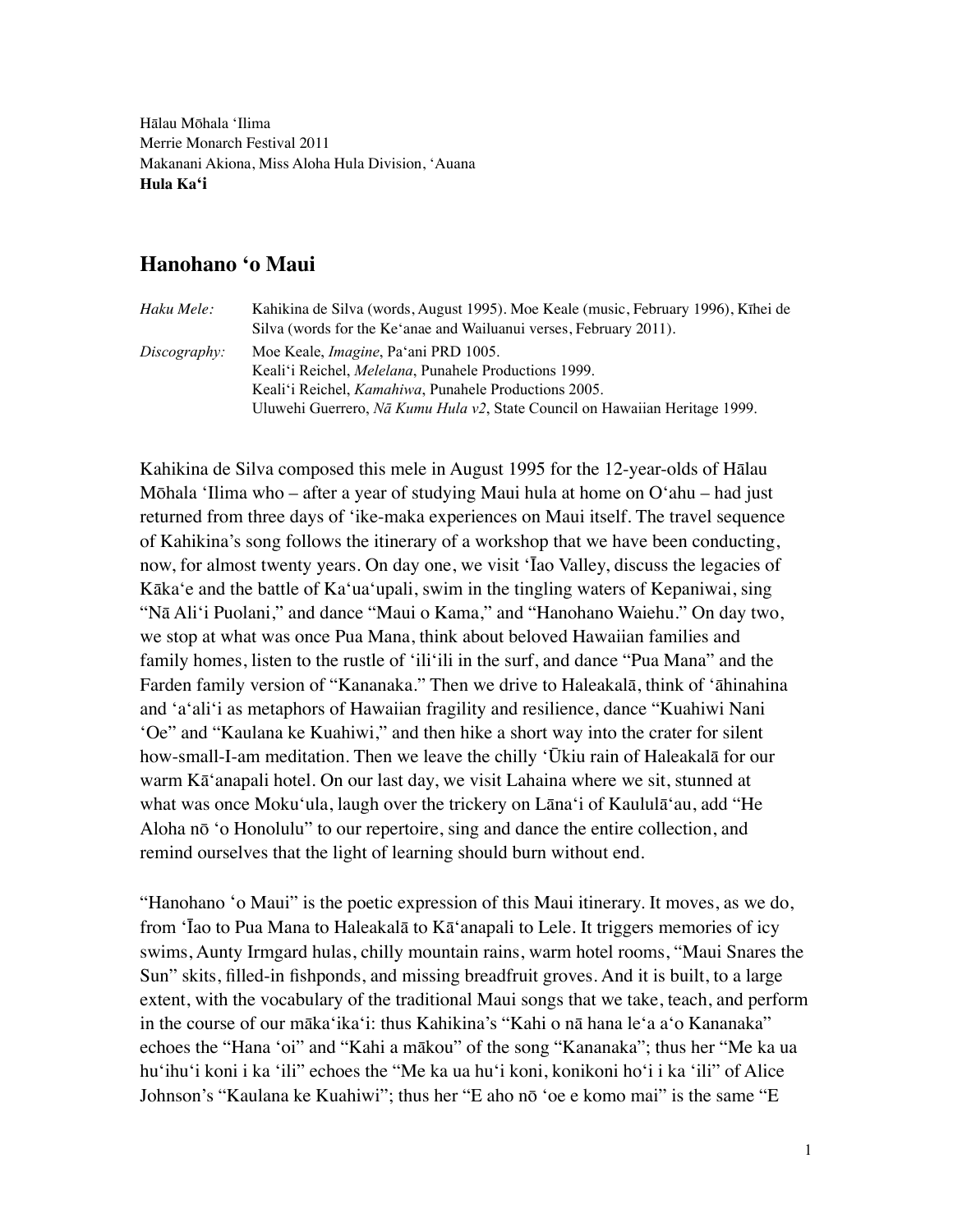Hālau Mōhala ʻIlima
Merrie Monarch Festival 2011
Makanani Akiona, Miss Aloha Hula Division, ʻAuana
**Hula Kaʻi**

## Hanohano ʻo Maui

| | |
|---|---|
| *Haku Mele:* | Kahikina de Silva (words, August 1995). Moe Keale (music, February 1996), Kīhei de Silva (words for the Keʻanae and Wailuanui verses, February 2011). |
| *Discography:* | Moe Keale, *Imagine*, Paʻani PRD 1005.<br>Kealiʻi Reichel, *Melelana*, Punahele Productions 1999.<br>Kealiʻi Reichel, *Kamahiwa*, Punahele Productions 2005.<br>Uluwehi Guerrero, *Nā Kumu Hula v2*, State Council on Hawaiian Heritage 1999. |

Kahikina de Silva composed this mele in August 1995 for the 12-year-olds of Hālau Mōhala ʻIlima who – after a year of studying Maui hula at home on Oʻahu – had just returned from three days of ʻike-maka experiences on Maui itself. The travel sequence of Kahikina's song follows the itinerary of a workshop that we have been conducting, now, for almost twenty years. On day one, we visit ʻĪao Valley, discuss the legacies of Kākaʻe and the battle of Kaʻuaʻupali, swim in the tingling waters of Kepaniwai, sing "Nā Aliʻi Puolani," and dance "Maui o Kama," and "Hanohano Waiehu." On day two, we stop at what was once Pua Mana, think about beloved Hawaiian families and family homes, listen to the rustle of ʻiliʻili in the surf, and dance "Pua Mana" and the Farden family version of "Kananaka." Then we drive to Haleakalā, think of ʻāhinahina and ʻaʻaliʻi as metaphors of Hawaiian fragility and resilience, dance "Kuahiwi Nani ʻOe" and "Kaulana ke Kuahiwi," and then hike a short way into the crater for silent how-small-I-am meditation. Then we leave the chilly ʻŪkiu rain of Haleakalā for our warm Kāʻanapali hotel. On our last day, we visit Lahaina where we sit, stunned at what was once Mokuʻula, laugh over the trickery on Lānaʻi of Kaululāʻau, add "He Aloha nō ʻo Honolulu" to our repertoire, sing and dance the entire collection, and remind ourselves that the light of learning should burn without end.

"Hanohano ʻo Maui" is the poetic expression of this Maui itinerary. It moves, as we do, from ʻĪao to Pua Mana to Haleakalā to Kāʻanapali to Lele. It triggers memories of icy swims, Aunty Irmgard hulas, chilly mountain rains, warm hotel rooms, "Maui Snares the Sun" skits, filled-in fishponds, and missing breadfruit groves. And it is built, to a large extent, with the vocabulary of the traditional Maui songs that we take, teach, and perform in the course of our mākaʻikaʻi: thus Kahikina's "Kahi o nā hana leʻa aʻo Kananaka" echoes the "Hana ʻoi" and "Kahi a mākou" of the song "Kananaka"; thus her "Me ka ua huʻihuʻi koni i ka ʻili" echoes the "Me ka ua huʻi koni, konikoni hoʻi i ka ʻili" of Alice Johnson's "Kaulana ke Kuahiwi"; thus her "E aho nō ʻoe e komo mai" is the same "E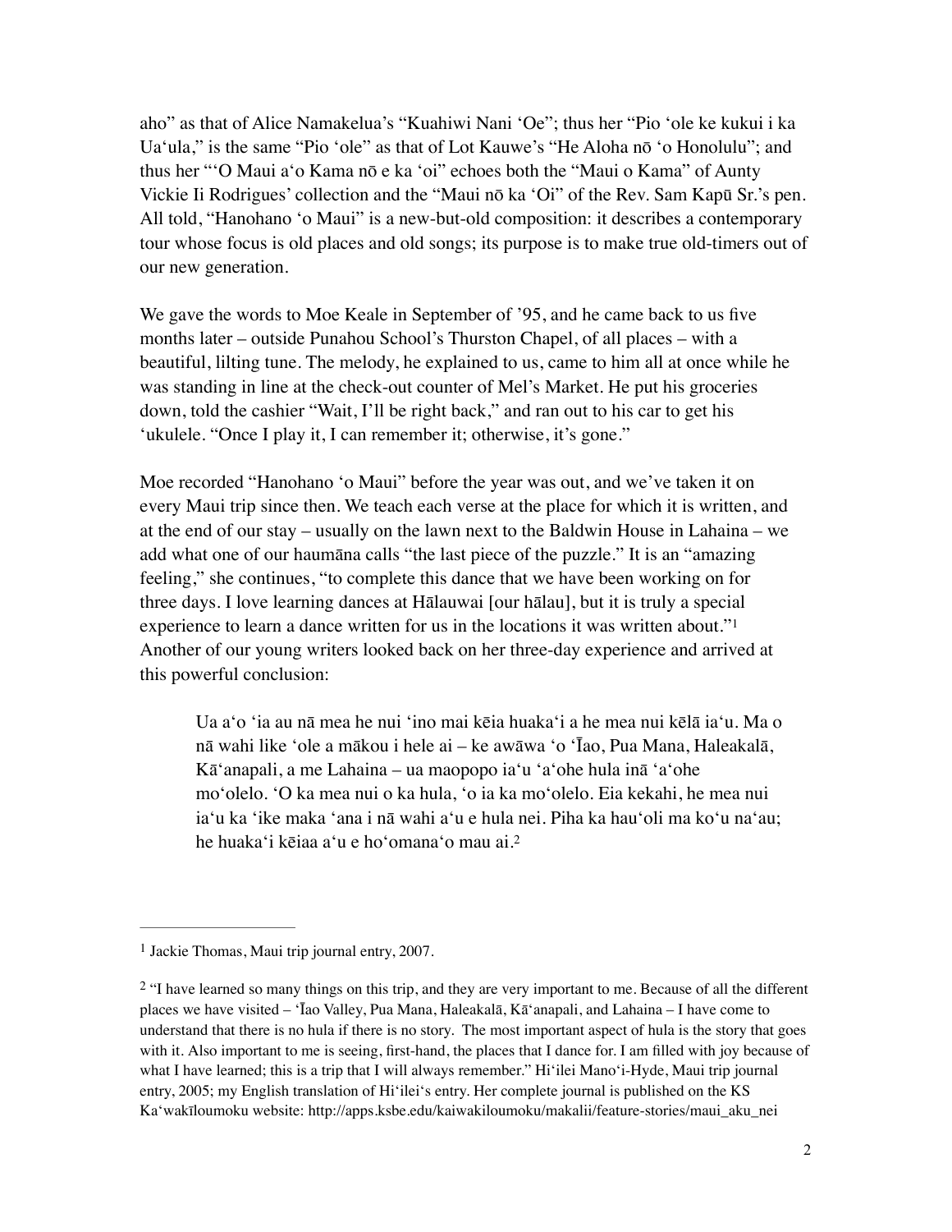aho" as that of Alice Namakelua's "Kuahiwi Nani ʻOe"; thus her "Pio ʻole ke kukui i ka Uaʻula," is the same "Pio ʻole" as that of Lot Kauwe's "He Aloha nō ʻo Honolulu"; and thus her "ʻO Maui aʻo Kama nō e ka ʻoi" echoes both the "Maui o Kama" of Aunty Vickie Ii Rodrigues' collection and the "Maui nō ka ʻOi" of the Rev. Sam Kapū Sr.'s pen. All told, "Hanohano ʻo Maui" is a new-but-old composition: it describes a contemporary tour whose focus is old places and old songs; its purpose is to make true old-timers out of our new generation.

We gave the words to Moe Keale in September of '95, and he came back to us five months later – outside Punahou School's Thurston Chapel, of all places – with a beautiful, lilting tune. The melody, he explained to us, came to him all at once while he was standing in line at the check-out counter of Mel's Market. He put his groceries down, told the cashier "Wait, I'll be right back," and ran out to his car to get his ʻukulele. "Once I play it, I can remember it; otherwise, it's gone."

Moe recorded "Hanohano ʻo Maui" before the year was out, and we've taken it on every Maui trip since then. We teach each verse at the place for which it is written, and at the end of our stay – usually on the lawn next to the Baldwin House in Lahaina – we add what one of our haumāna calls "the last piece of the puzzle." It is an "amazing feeling," she continues, "to complete this dance that we have been working on for three days. I love learning dances at Hālauwai [our hālau], but it is truly a special experience to learn a dance written for us in the locations it was written about."[1] Another of our young writers looked back on her three-day experience and arrived at this powerful conclusion:

> Ua aʻo ʻia au nā mea he nui ʻino mai kēia huakaʻi a he mea nui kēlā iaʻu. Ma o nā wahi like ʻole a mākou i hele ai – ke awāwa ʻo ʻĪao, Pua Mana, Haleakalā, Kāʻanapali, a me Lahaina – ua maopopo iaʻu ʻaʻohe hula inā ʻaʻohe moʻolelo. ʻO ka mea nui o ka hula, ʻo ia ka moʻolelo. Eia kekahi, he mea nui iaʻu ka ʻike maka ʻana i nā wahi aʻu e hula nei. Piha ka hauʻoli ma koʻu naʻau; he huakaʻi kēiaa aʻu e hoʻomanaʻo mau ai.[2]

---

[1] Jackie Thomas, Maui trip journal entry, 2007.

[2] "I have learned so many things on this trip, and they are very important to me. Because of all the different places we have visited – ʻĪao Valley, Pua Mana, Haleakalā, Kāʻanapali, and Lahaina – I have come to understand that there is no hula if there is no story. The most important aspect of hula is the story that goes with it. Also important to me is seeing, first-hand, the places that I dance for. I am filled with joy because of what I have learned; this is a trip that I will always remember." Hiʻilei Manoʻi-Hyde, Maui trip journal entry, 2005; my English translation of Hiʻilei's entry. Her complete journal is published on the KS Kaʻwakīloumoku website: http://apps.ksbe.edu/kaiwakiloumoku/makalii/feature-stories/maui_aku_nei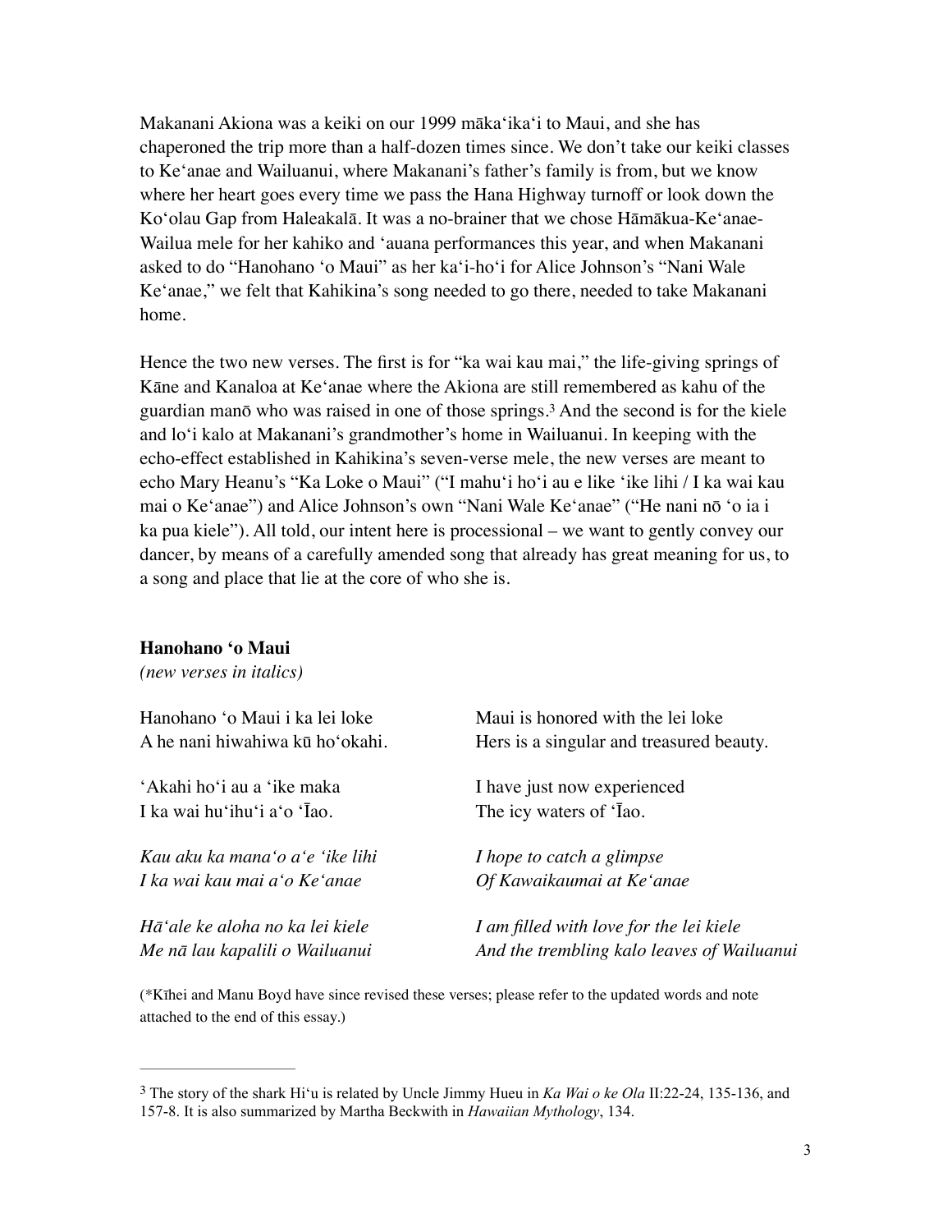Makanani Akiona was a keiki on our 1999 mākaʻikaʻi to Maui, and she has chaperoned the trip more than a half-dozen times since. We don't take our keiki classes to Keʻanae and Wailuanui, where Makanani's father's family is from, but we know where her heart goes every time we pass the Hana Highway turnoff or look down the Koʻolau Gap from Haleakalā. It was a no-brainer that we chose Hāmākua-Keʻanae-Wailua mele for her kahiko and ʻauana performances this year, and when Makanani asked to do "Hanohano ʻo Maui" as her kaʻi-hoʻi for Alice Johnson's "Nani Wale Keʻanae," we felt that Kahikina's song needed to go there, needed to take Makanani home.

Hence the two new verses. The first is for "ka wai kau mai," the life-giving springs of Kāne and Kanaloa at Keʻanae where the Akiona are still remembered as kahu of the guardian manō who was raised in one of those springs.[3] And the second is for the kiele and loʻi kalo at Makanani's grandmother's home in Wailuanui. In keeping with the echo-effect established in Kahikina's seven-verse mele, the new verses are meant to echo Mary Heanu's "Ka Loke o Maui" ("I mahuʻi hoʻi au e like ʻike lihi / I ka wai kau mai o Keʻanae") and Alice Johnson's own "Nani Wale Keʻanae" ("He nani nō ʻo ia i ka pua kiele"). All told, our intent here is processional – we want to gently convey our dancer, by means of a carefully amended song that already has great meaning for us, to a song and place that lie at the core of who she is.

**Hanohano ʻo Maui**
*(new verses in italics)*

| | |
|---|---|
| Hanohano ʻo Maui i ka lei loke<br>A he nani hiwahiwa kū hoʻokahi. | Maui is honored with the lei loke<br>Hers is a singular and treasured beauty. |
| ʻAkahi hoʻi au a ʻike maka<br>I ka wai huʻihuʻi aʻo ʻĪao. | I have just now experienced<br>The icy waters of ʻĪao. |
| *Kau aku ka manaʻo aʻe ʻike lihi*<br>*I ka wai kau mai aʻo Keʻanae* | *I hope to catch a glimpse*<br>*Of Kawaikaumai at Keʻanae* |
| *Hāʻale ke aloha no ka lei kiele*<br>*Me nā lau kapalili o Wailuanui* | *I am filled with love for the lei kiele*<br>*And the trembling kalo leaves of Wailuanui* |

(*Kīhei and Manu Boyd have since revised these verses; please refer to the updated words and note attached to the end of this essay.)

---

[3] The story of the shark Hiʻu is related by Uncle Jimmy Hueu in *Ka Wai o ke Ola* II:22-24, 135-136, and 157-8. It is also summarized by Martha Beckwith in *Hawaiian Mythology*, 134.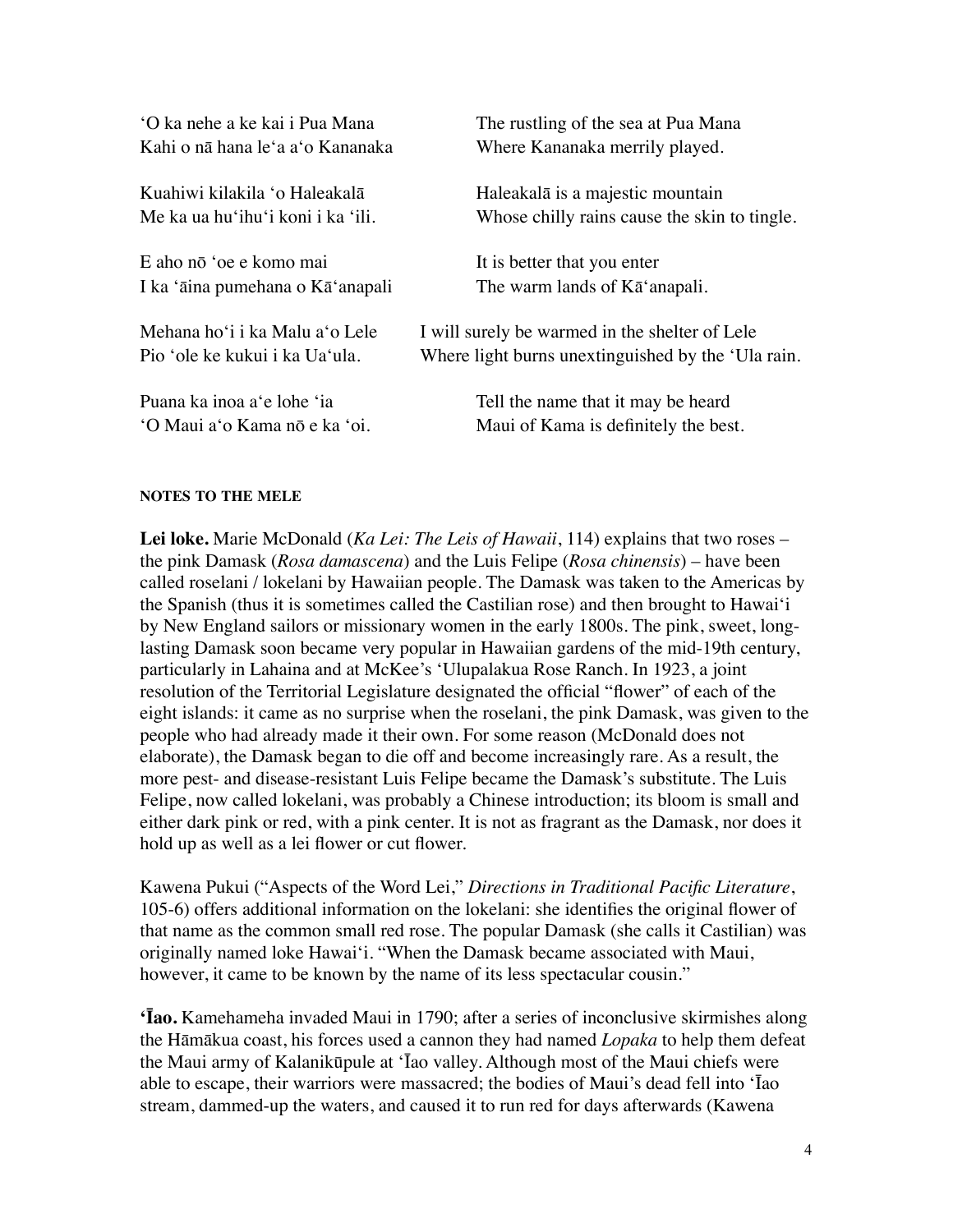| | |
|---|---|
| ʻO ka nehe a ke kai i Pua Mana<br>Kahi o nā hana leʻa aʻo Kananaka | The rustling of the sea at Pua Mana<br>Where Kananaka merrily played. |
| Kuahiwi kilakila ʻo Haleakalā<br>Me ka ua huʻihuʻi koni i ka ʻili. | Haleakalā is a majestic mountain<br>Whose chilly rains cause the skin to tingle. |
| E aho nō ʻoe e komo mai<br>I ka ʻāina pumehana o Kāʻanapali | It is better that you enter<br>The warm lands of Kāʻanapali. |
| Mehana hoʻi i ka Malu aʻo Lele<br>Pio ʻole ke kukui i ka Uaʻula. | I will surely be warmed in the shelter of Lele<br>Where light burns unextinguished by the ʻUla rain. |
| Puana ka inoa aʻe lohe ʻia<br>ʻO Maui aʻo Kama nō e ka ʻoi. | Tell the name that it may be heard<br>Maui of Kama is definitely the best. |

#### NOTES TO THE MELE

**Lei loke.** Marie McDonald (*Ka Lei: The Leis of Hawaii*, 114) explains that two roses – the pink Damask (*Rosa damascena*) and the Luis Felipe (*Rosa chinensis*) – have been called roselani / lokelani by Hawaiian people. The Damask was taken to the Americas by the Spanish (thus it is sometimes called the Castilian rose) and then brought to Hawaiʻi by New England sailors or missionary women in the early 1800s. The pink, sweet, long-lasting Damask soon became very popular in Hawaiian gardens of the mid-19th century, particularly in Lahaina and at McKee's ʻUlupalakua Rose Ranch. In 1923, a joint resolution of the Territorial Legislature designated the official "flower" of each of the eight islands: it came as no surprise when the roselani, the pink Damask, was given to the people who had already made it their own. For some reason (McDonald does not elaborate), the Damask began to die off and become increasingly rare. As a result, the more pest- and disease-resistant Luis Felipe became the Damask's substitute. The Luis Felipe, now called lokelani, was probably a Chinese introduction; its bloom is small and either dark pink or red, with a pink center. It is not as fragrant as the Damask, nor does it hold up as well as a lei flower or cut flower.

Kawena Pukui ("Aspects of the Word Lei," *Directions in Traditional Pacific Literature*, 105-6) offers additional information on the lokelani: she identifies the original flower of that name as the common small red rose. The popular Damask (she calls it Castilian) was originally named loke Hawaiʻi. "When the Damask became associated with Maui, however, it came to be known by the name of its less spectacular cousin."

**ʻĪao.** Kamehameha invaded Maui in 1790; after a series of inconclusive skirmishes along the Hāmākua coast, his forces used a cannon they had named *Lopaka* to help them defeat the Maui army of Kalanikūpule at ʻĪao valley. Although most of the Maui chiefs were able to escape, their warriors were massacred; the bodies of Maui's dead fell into ʻĪao stream, dammed-up the waters, and caused it to run red for days afterwards (Kawena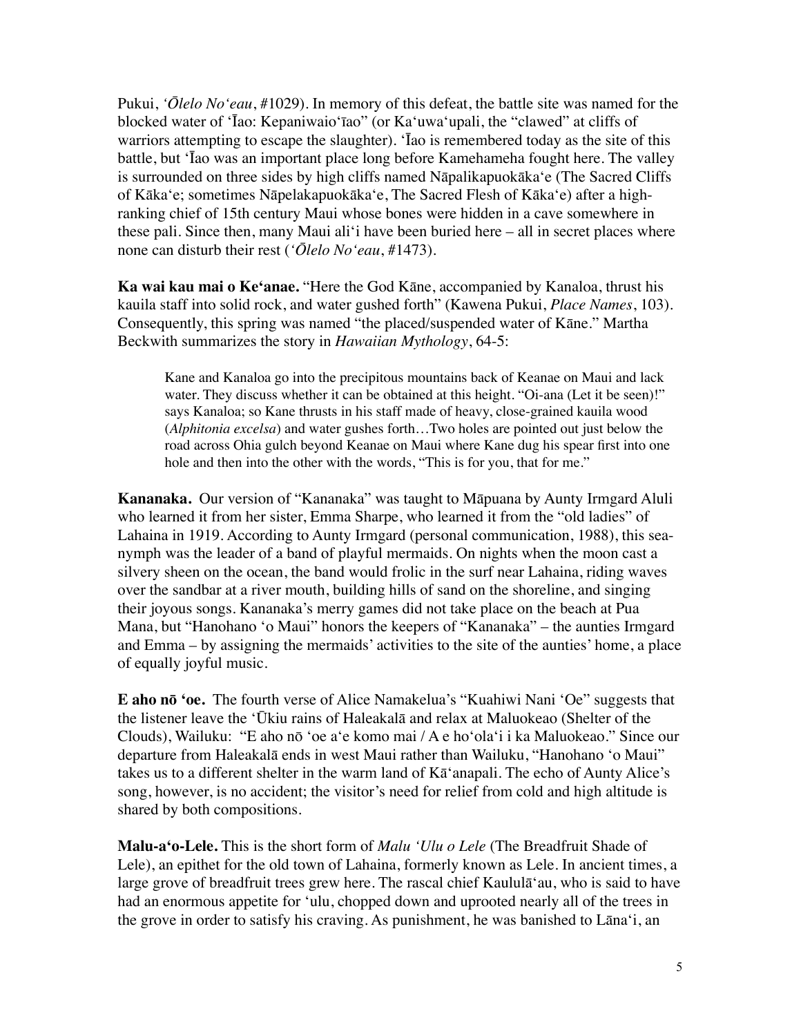Pukui, *ʻŌlelo Noʻeau*, #1029). In memory of this defeat, the battle site was named for the blocked water of ʻĪao: Kepaniwaioʻīao" (or Kaʻuwaʻupali, the "clawed" at cliffs of warriors attempting to escape the slaughter). ʻĪao is remembered today as the site of this battle, but ʻĪao was an important place long before Kamehameha fought here. The valley is surrounded on three sides by high cliffs named Nāpalikapuokākaʻe (The Sacred Cliffs of Kākaʻe; sometimes Nāpelakapuokākaʻe, The Sacred Flesh of Kākaʻe) after a high-ranking chief of 15th century Maui whose bones were hidden in a cave somewhere in these pali. Since then, many Maui aliʻi have been buried here – all in secret places where none can disturb their rest (*ʻŌlelo Noʻeau*, #1473).

**Ka wai kau mai o Keʻanae.** "Here the God Kāne, accompanied by Kanaloa, thrust his kauila staff into solid rock, and water gushed forth" (Kawena Pukui, *Place Names*, 103). Consequently, this spring was named "the placed/suspended water of Kāne." Martha Beckwith summarizes the story in *Hawaiian Mythology*, 64-5:

> Kane and Kanaloa go into the precipitous mountains back of Keanae on Maui and lack water. They discuss whether it can be obtained at this height. "Oi-ana (Let it be seen)!" says Kanaloa; so Kane thrusts in his staff made of heavy, close-grained kauila wood (*Alphitonia excelsa*) and water gushes forth…Two holes are pointed out just below the road across Ohia gulch beyond Keanae on Maui where Kane dug his spear first into one hole and then into the other with the words, "This is for you, that for me."

**Kananaka.** Our version of "Kananaka" was taught to Māpuana by Aunty Irmgard Aluli who learned it from her sister, Emma Sharpe, who learned it from the "old ladies" of Lahaina in 1919. According to Aunty Irmgard (personal communication, 1988), this sea-nymph was the leader of a band of playful mermaids. On nights when the moon cast a silvery sheen on the ocean, the band would frolic in the surf near Lahaina, riding waves over the sandbar at a river mouth, building hills of sand on the shoreline, and singing their joyous songs. Kananaka's merry games did not take place on the beach at Pua Mana, but "Hanohano ʻo Maui" honors the keepers of "Kananaka" – the aunties Irmgard and Emma – by assigning the mermaids' activities to the site of the aunties' home, a place of equally joyful music.

**E aho nō ʻoe.** The fourth verse of Alice Namakelua's "Kuahiwi Nani ʻOe" suggests that the listener leave the ʻŪkiu rains of Haleakalā and relax at Maluokeao (Shelter of the Clouds), Wailuku: "E aho nō ʻoe aʻe komo mai / A e hoʻolaʻi i ka Maluokeao." Since our departure from Haleakalā ends in west Maui rather than Wailuku, "Hanohano ʻo Maui" takes us to a different shelter in the warm land of Kāʻanapali. The echo of Aunty Alice's song, however, is no accident; the visitor's need for relief from cold and high altitude is shared by both compositions.

**Malu-aʻo-Lele.** This is the short form of *Malu ʻUlu o Lele* (The Breadfruit Shade of Lele), an epithet for the old town of Lahaina, formerly known as Lele. In ancient times, a large grove of breadfruit trees grew here. The rascal chief Kaululāʻau, who is said to have had an enormous appetite for ʻulu, chopped down and uprooted nearly all of the trees in the grove in order to satisfy his craving. As punishment, he was banished to Lānaʻi, an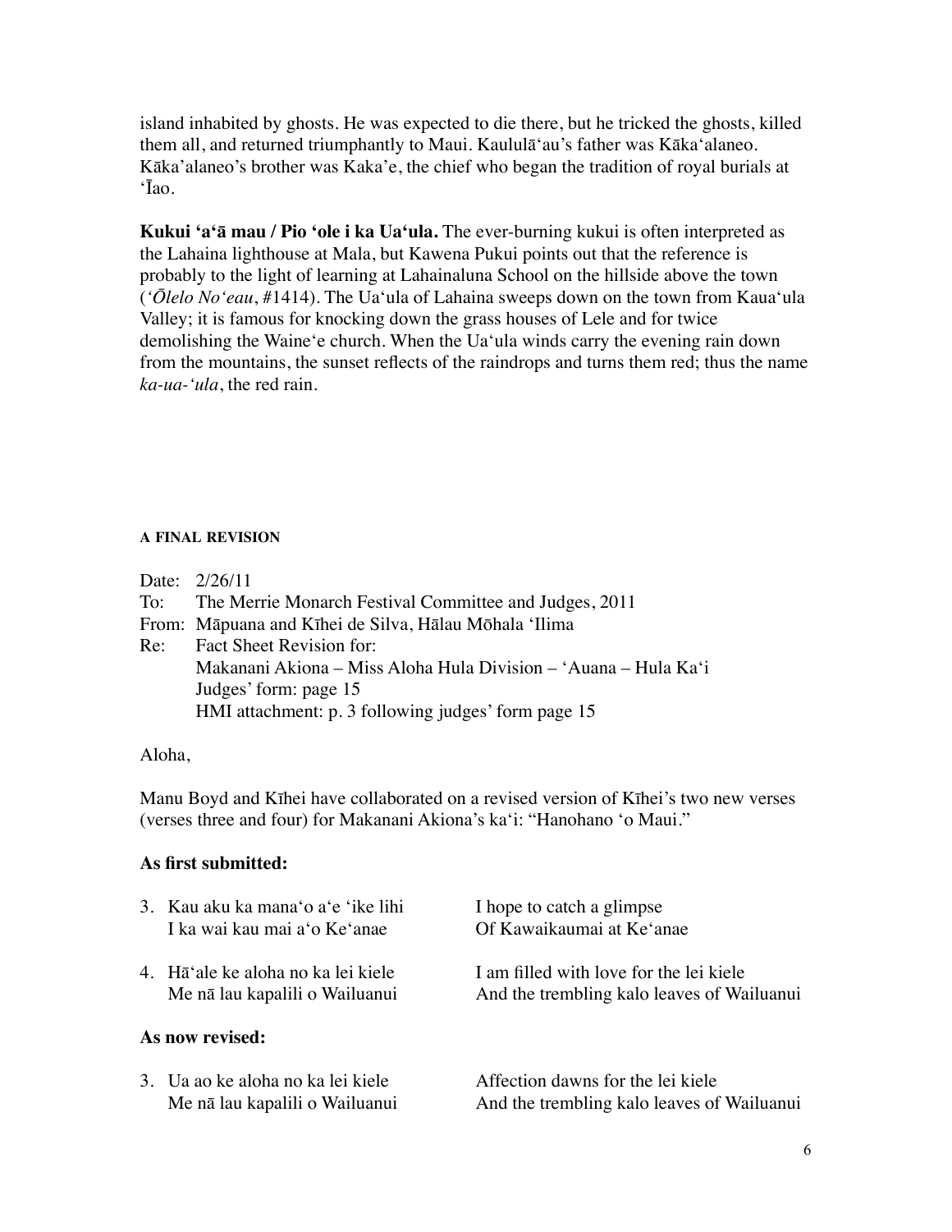island inhabited by ghosts. He was expected to die there, but he tricked the ghosts, killed them all, and returned triumphantly to Maui. Kaululāʻau's father was Kākaʻalaneo. Kākaʻalaneo's brother was Kaka'e, the chief who began the tradition of royal burials at ʻĪao.

**Kukui ʻaʻā mau / Pio ʻole i ka Uaʻula.** The ever-burning kukui is often interpreted as the Lahaina lighthouse at Mala, but Kawena Pukui points out that the reference is probably to the light of learning at Lahainaluna School on the hillside above the town (*ʻŌlelo Noʻeau*, #1414). The Uaʻula of Lahaina sweeps down on the town from Kauaʻula Valley; it is famous for knocking down the grass houses of Lele and for twice demolishing the Waineʻe church. When the Uaʻula winds carry the evening rain down from the mountains, the sunset reflects of the raindrops and turns them red; thus the name *ka-ua-ʻula*, the red rain.

#### A FINAL REVISION

Date: 2/26/11
To: The Merrie Monarch Festival Committee and Judges, 2011
From: Māpuana and Kīhei de Silva, Hālau Mōhala ʻIlima
Re: Fact Sheet Revision for:
Makanani Akiona – Miss Aloha Hula Division – ʻAuana – Hula Kaʻi
Judges' form: page 15
HMI attachment: p. 3 following judges' form page 15

Aloha,

Manu Boyd and Kīhei have collaborated on a revised version of Kīhei's two new verses (verses three and four) for Makanani Akiona's kaʻi: "Hanohano ʻo Maui."

**As first submitted:**

| | |
|---|---|
| 3. Kau aku ka manaʻo aʻe ʻike lihi<br>I ka wai kau mai aʻo Keʻanae | I hope to catch a glimpse<br>Of Kawaikaumai at Keʻanae |
| 4. Hāʻale ke aloha no ka lei kiele<br>Me nā lau kapalili o Wailuanui | I am filled with love for the lei kiele<br>And the trembling kalo leaves of Wailuanui |

**As now revised:**

| | |
|---|---|
| 3. Ua ao ke aloha no ka lei kiele<br>Me nā lau kapalili o Wailuanui | Affection dawns for the lei kiele<br>And the trembling kalo leaves of Wailuanui |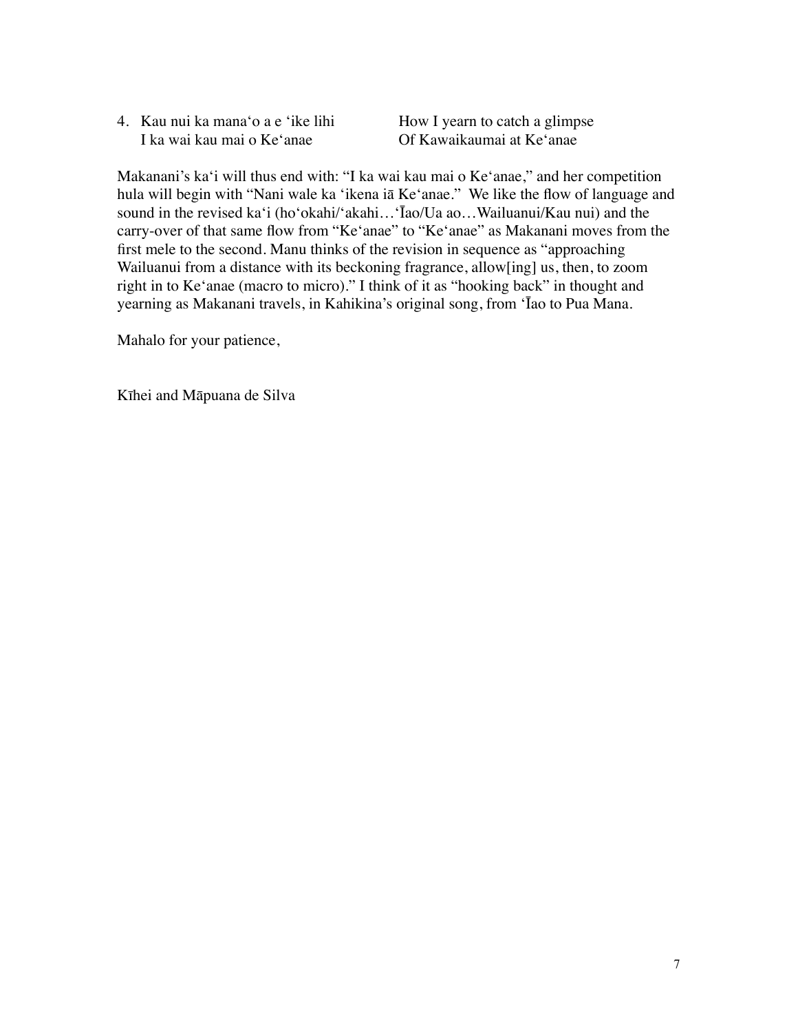4. Kau nui ka mana‘o a e ‘ike lihi  
   I ka wai kau mai o Ke‘anae

How I yearn to catch a glimpse  
Of Kawaikaumai at Ke‘anae

Makanani’s ka‘i will thus end with: “I ka wai kau mai o Ke‘anae,” and her competition hula will begin with “Nani wale ka ‘ikena iā Ke‘anae.” We like the flow of language and sound in the revised ka‘i (ho‘okahi/‘akahi…‘Īao/Ua ao…Wailuanui/Kau nui) and the carry-over of that same flow from “Ke‘anae” to “Ke‘anae” as Makanani moves from the first mele to the second. Manu thinks of the revision in sequence as “approaching Wailuanui from a distance with its beckoning fragrance, allow[ing] us, then, to zoom right in to Ke‘anae (macro to micro).” I think of it as “hooking back” in thought and yearning as Makanani travels, in Kahikina’s original song, from ‘Īao to Pua Mana.

Mahalo for your patience,

Kīhei and Māpuana de Silva